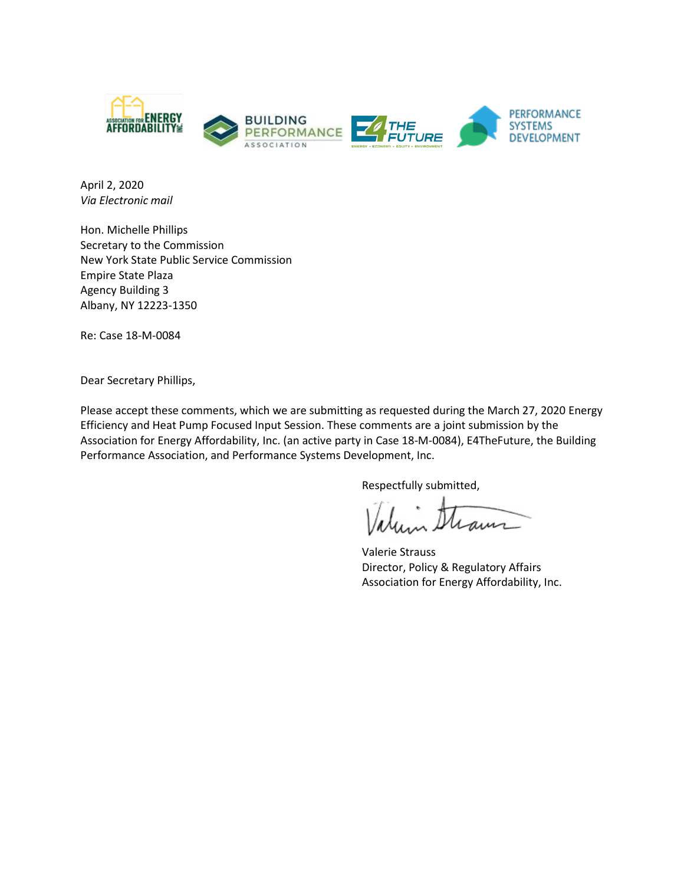April 2, 2020
*Via Electronic mail*

Hon. Michelle Phillips
Secretary to the Commission
New York State Public Service Commission
Empire State Plaza
Agency Building 3
Albany, NY 12223-1350

Re: Case 18-M-0084

Dear Secretary Phillips,

Please accept these comments, which we are submitting as requested during the March 27, 2020 Energy Efficiency and Heat Pump Focused Input Session. These comments are a joint submission by the Association for Energy Affordability, Inc. (an active party in Case 18-M-0084), E4TheFuture, the Building Performance Association, and Performance Systems Development, Inc.

Respectfully submitted,

Valerie Strauss
Director, Policy & Regulatory Affairs
Association for Energy Affordability, Inc.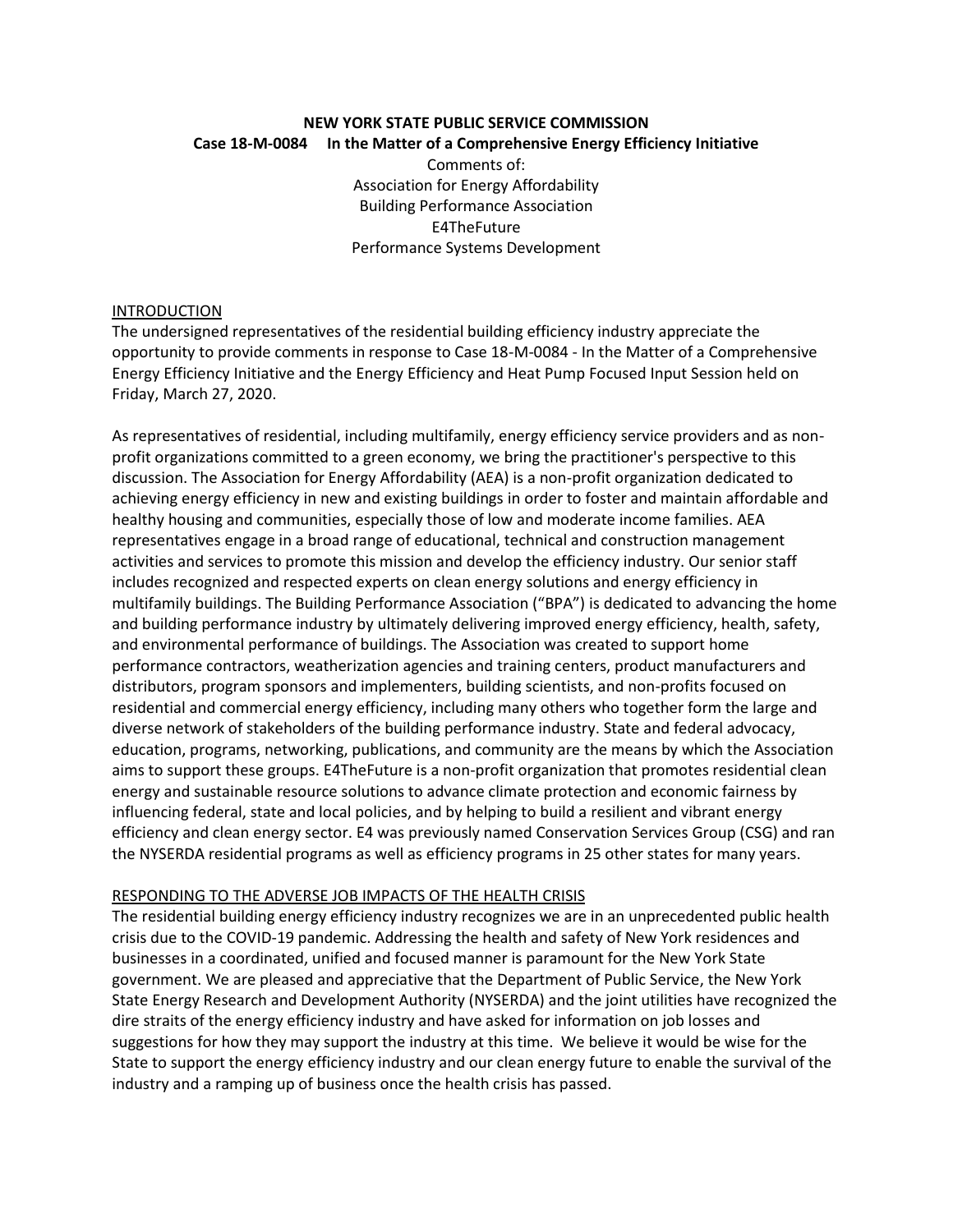**NEW YORK STATE PUBLIC SERVICE COMMISSION**

**Case 18-M-0084 In the Matter of a Comprehensive Energy Efficiency Initiative**

Comments of:
Association for Energy Affordability
Building Performance Association
E4TheFuture
Performance Systems Development

## INTRODUCTION

The undersigned representatives of the residential building efficiency industry appreciate the opportunity to provide comments in response to Case 18-M-0084 - In the Matter of a Comprehensive Energy Efficiency Initiative and the Energy Efficiency and Heat Pump Focused Input Session held on Friday, March 27, 2020.

As representatives of residential, including multifamily, energy efficiency service providers and as non-profit organizations committed to a green economy, we bring the practitioner's perspective to this discussion. The Association for Energy Affordability (AEA) is a non-profit organization dedicated to achieving energy efficiency in new and existing buildings in order to foster and maintain affordable and healthy housing and communities, especially those of low and moderate income families. AEA representatives engage in a broad range of educational, technical and construction management activities and services to promote this mission and develop the efficiency industry. Our senior staff includes recognized and respected experts on clean energy solutions and energy efficiency in multifamily buildings. The Building Performance Association ("BPA") is dedicated to advancing the home and building performance industry by ultimately delivering improved energy efficiency, health, safety, and environmental performance of buildings. The Association was created to support home performance contractors, weatherization agencies and training centers, product manufacturers and distributors, program sponsors and implementers, building scientists, and non-profits focused on residential and commercial energy efficiency, including many others who together form the large and diverse network of stakeholders of the building performance industry. State and federal advocacy, education, programs, networking, publications, and community are the means by which the Association aims to support these groups. E4TheFuture is a non-profit organization that promotes residential clean energy and sustainable resource solutions to advance climate protection and economic fairness by influencing federal, state and local policies, and by helping to build a resilient and vibrant energy efficiency and clean energy sector. E4 was previously named Conservation Services Group (CSG) and ran the NYSERDA residential programs as well as efficiency programs in 25 other states for many years.

## RESPONDING TO THE ADVERSE JOB IMPACTS OF THE HEALTH CRISIS

The residential building energy efficiency industry recognizes we are in an unprecedented public health crisis due to the COVID-19 pandemic. Addressing the health and safety of New York residences and businesses in a coordinated, unified and focused manner is paramount for the New York State government. We are pleased and appreciative that the Department of Public Service, the New York State Energy Research and Development Authority (NYSERDA) and the joint utilities have recognized the dire straits of the energy efficiency industry and have asked for information on job losses and suggestions for how they may support the industry at this time. We believe it would be wise for the State to support the energy efficiency industry and our clean energy future to enable the survival of the industry and a ramping up of business once the health crisis has passed.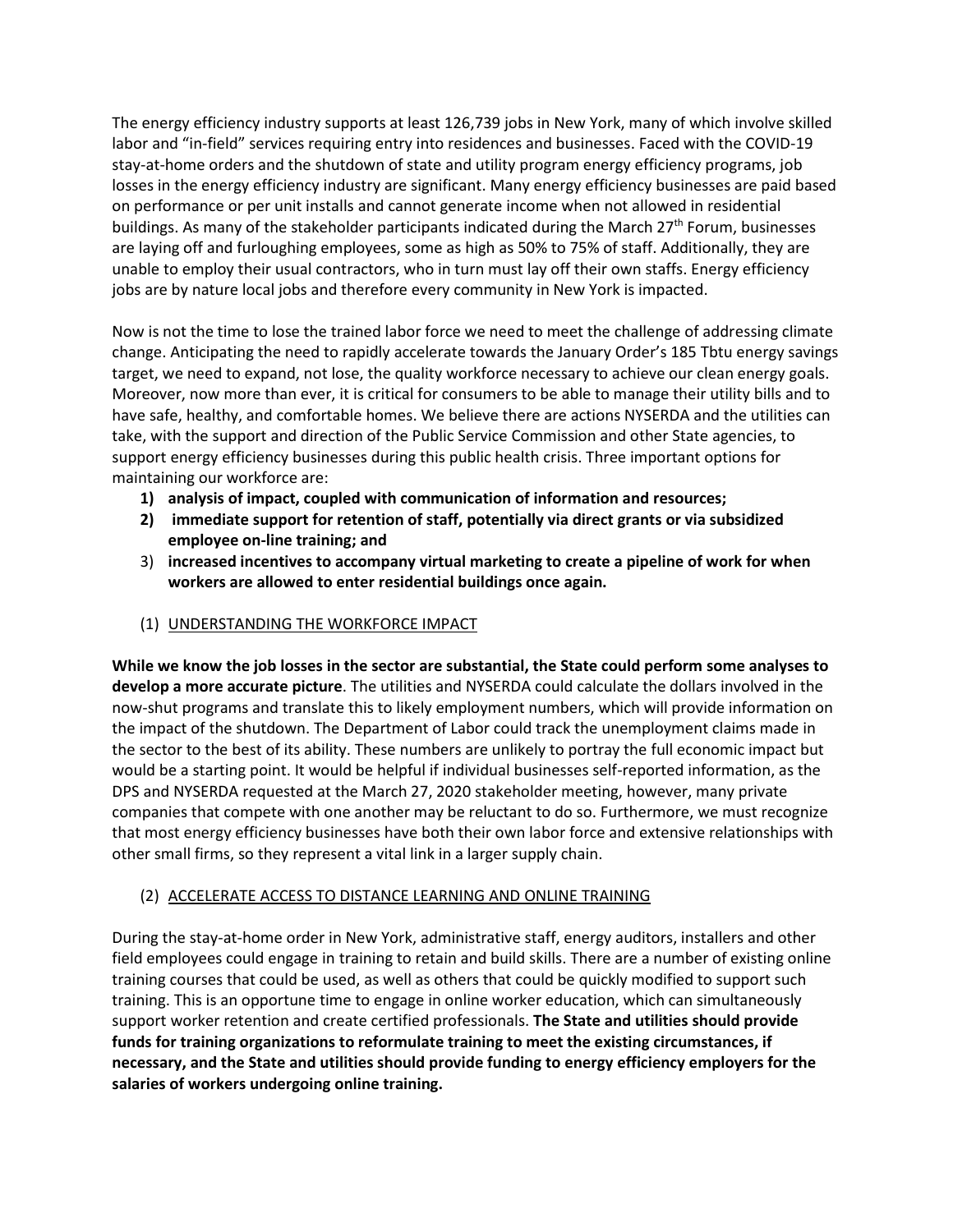The energy efficiency industry supports at least 126,739 jobs in New York, many of which involve skilled labor and "in-field" services requiring entry into residences and businesses. Faced with the COVID-19 stay-at-home orders and the shutdown of state and utility program energy efficiency programs, job losses in the energy efficiency industry are significant. Many energy efficiency businesses are paid based on performance or per unit installs and cannot generate income when not allowed in residential buildings. As many of the stakeholder participants indicated during the March 27th Forum, businesses are laying off and furloughing employees, some as high as 50% to 75% of staff. Additionally, they are unable to employ their usual contractors, who in turn must lay off their own staffs. Energy efficiency jobs are by nature local jobs and therefore every community in New York is impacted.

Now is not the time to lose the trained labor force we need to meet the challenge of addressing climate change. Anticipating the need to rapidly accelerate towards the January Order's 185 Tbtu energy savings target, we need to expand, not lose, the quality workforce necessary to achieve our clean energy goals. Moreover, now more than ever, it is critical for consumers to be able to manage their utility bills and to have safe, healthy, and comfortable homes. We believe there are actions NYSERDA and the utilities can take, with the support and direction of the Public Service Commission and other State agencies, to support energy efficiency businesses during this public health crisis. Three important options for maintaining our workforce are:

1) **analysis of impact, coupled with communication of information and resources;**
2) **immediate support for retention of staff, potentially via direct grants or via subsidized employee on-line training; and**
3) **increased incentives to accompany virtual marketing to create a pipeline of work for when workers are allowed to enter residential buildings once again.**

(1) UNDERSTANDING THE WORKFORCE IMPACT

**While we know the job losses in the sector are substantial, the State could perform some analyses to develop a more accurate picture**. The utilities and NYSERDA could calculate the dollars involved in the now-shut programs and translate this to likely employment numbers, which will provide information on the impact of the shutdown. The Department of Labor could track the unemployment claims made in the sector to the best of its ability. These numbers are unlikely to portray the full economic impact but would be a starting point. It would be helpful if individual businesses self-reported information, as the DPS and NYSERDA requested at the March 27, 2020 stakeholder meeting, however, many private companies that compete with one another may be reluctant to do so. Furthermore, we must recognize that most energy efficiency businesses have both their own labor force and extensive relationships with other small firms, so they represent a vital link in a larger supply chain.

(2) ACCELERATE ACCESS TO DISTANCE LEARNING AND ONLINE TRAINING

During the stay-at-home order in New York, administrative staff, energy auditors, installers and other field employees could engage in training to retain and build skills. There are a number of existing online training courses that could be used, as well as others that could be quickly modified to support such training. This is an opportune time to engage in online worker education, which can simultaneously support worker retention and create certified professionals. **The State and utilities should provide funds for training organizations to reformulate training to meet the existing circumstances, if necessary, and the State and utilities should provide funding to energy efficiency employers for the salaries of workers undergoing online training.**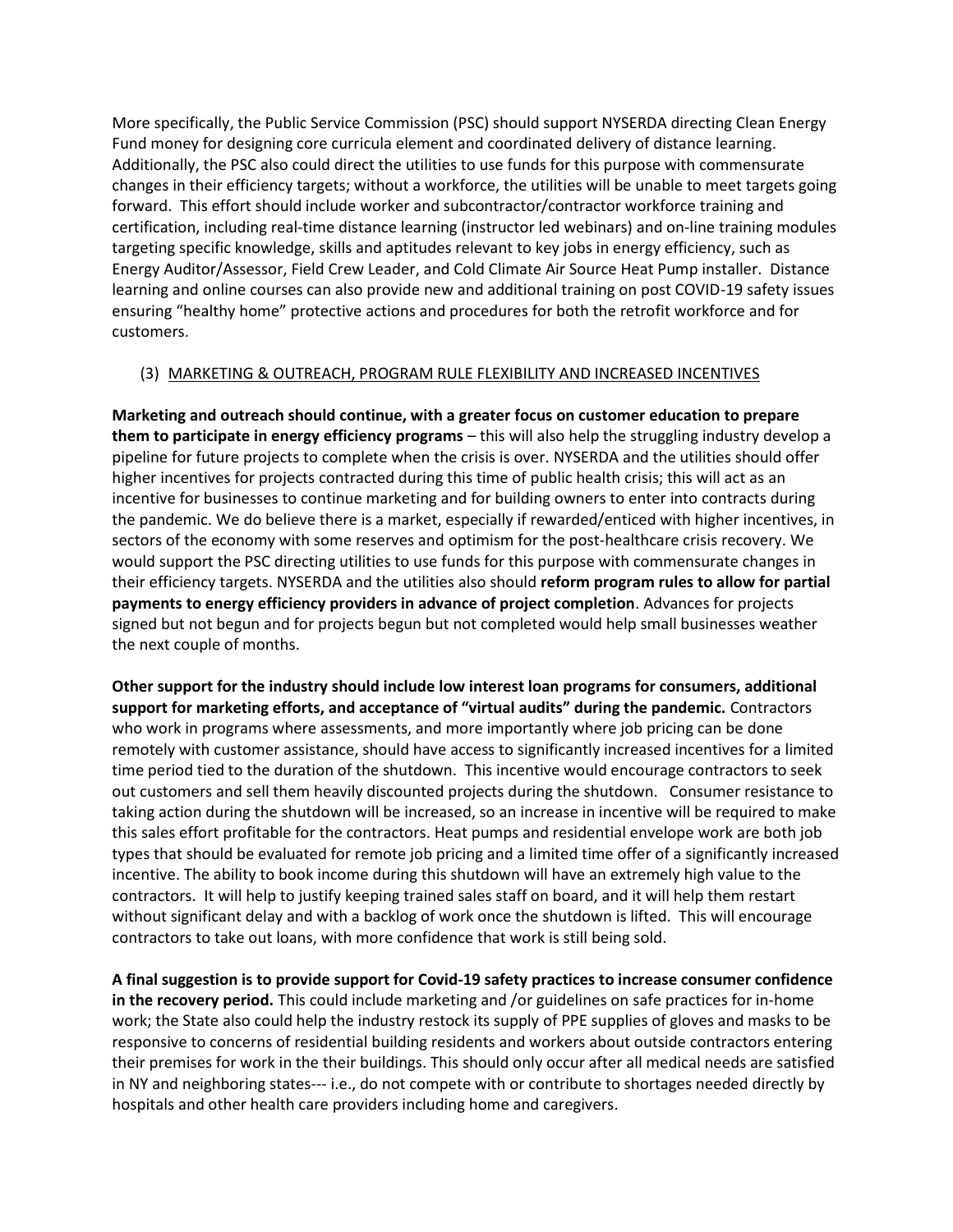More specifically, the Public Service Commission (PSC) should support NYSERDA directing Clean Energy Fund money for designing core curricula element and coordinated delivery of distance learning. Additionally, the PSC also could direct the utilities to use funds for this purpose with commensurate changes in their efficiency targets; without a workforce, the utilities will be unable to meet targets going forward. This effort should include worker and subcontractor/contractor workforce training and certification, including real-time distance learning (instructor led webinars) and on-line training modules targeting specific knowledge, skills and aptitudes relevant to key jobs in energy efficiency, such as Energy Auditor/Assessor, Field Crew Leader, and Cold Climate Air Source Heat Pump installer. Distance learning and online courses can also provide new and additional training on post COVID-19 safety issues ensuring "healthy home" protective actions and procedures for both the retrofit workforce and for customers.

(3) <u>MARKETING & OUTREACH, PROGRAM RULE FLEXIBILITY AND INCREASED INCENTIVES</u>

**Marketing and outreach should continue, with a greater focus on customer education to prepare them to participate in energy efficiency programs** – this will also help the struggling industry develop a pipeline for future projects to complete when the crisis is over. NYSERDA and the utilities should offer higher incentives for projects contracted during this time of public health crisis; this will act as an incentive for businesses to continue marketing and for building owners to enter into contracts during the pandemic. We do believe there is a market, especially if rewarded/enticed with higher incentives, in sectors of the economy with some reserves and optimism for the post-healthcare crisis recovery. We would support the PSC directing utilities to use funds for this purpose with commensurate changes in their efficiency targets. NYSERDA and the utilities also should **reform program rules to allow for partial payments to energy efficiency providers in advance of project completion**. Advances for projects signed but not begun and for projects begun but not completed would help small businesses weather the next couple of months.

**Other support for the industry should include low interest loan programs for consumers, additional support for marketing efforts, and acceptance of "virtual audits" during the pandemic.** Contractors who work in programs where assessments, and more importantly where job pricing can be done remotely with customer assistance, should have access to significantly increased incentives for a limited time period tied to the duration of the shutdown. This incentive would encourage contractors to seek out customers and sell them heavily discounted projects during the shutdown. Consumer resistance to taking action during the shutdown will be increased, so an increase in incentive will be required to make this sales effort profitable for the contractors. Heat pumps and residential envelope work are both job types that should be evaluated for remote job pricing and a limited time offer of a significantly increased incentive. The ability to book income during this shutdown will have an extremely high value to the contractors. It will help to justify keeping trained sales staff on board, and it will help them restart without significant delay and with a backlog of work once the shutdown is lifted. This will encourage contractors to take out loans, with more confidence that work is still being sold.

**A final suggestion is to provide support for Covid-19 safety practices to increase consumer confidence in the recovery period.** This could include marketing and /or guidelines on safe practices for in-home work; the State also could help the industry restock its supply of PPE supplies of gloves and masks to be responsive to concerns of residential building residents and workers about outside contractors entering their premises for work in the their buildings. This should only occur after all medical needs are satisfied in NY and neighboring states--- i.e., do not compete with or contribute to shortages needed directly by hospitals and other health care providers including home and caregivers.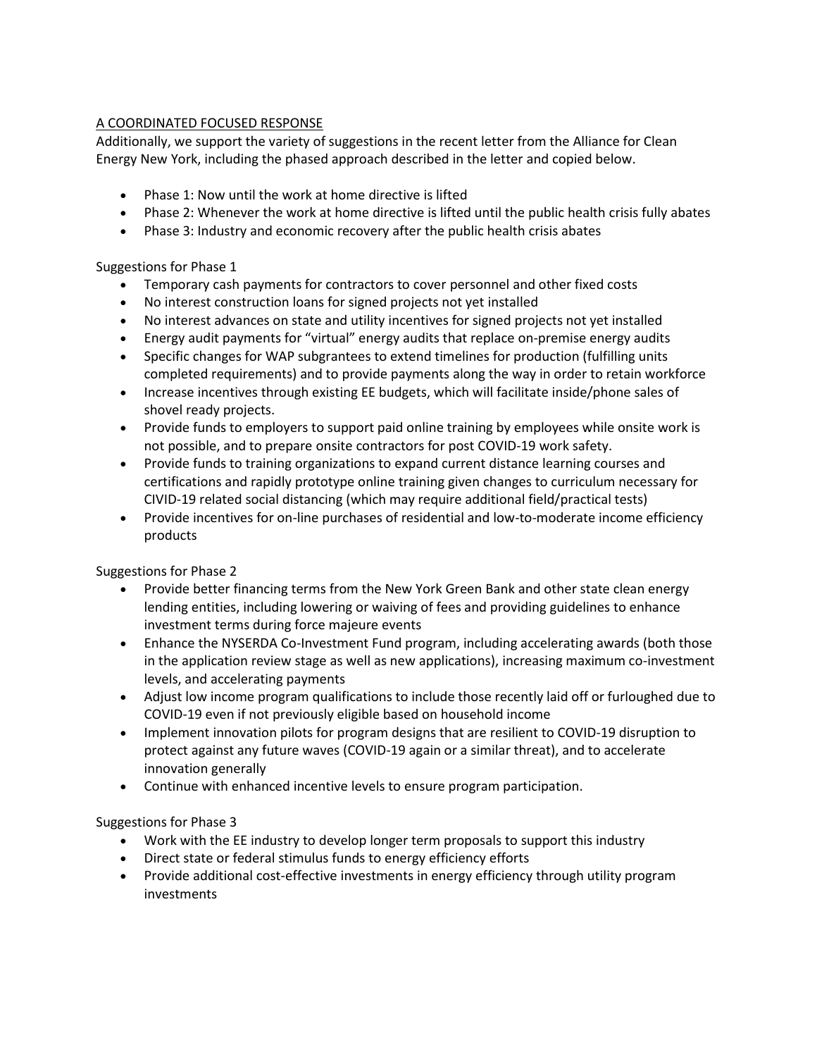## A COORDINATED FOCUSED RESPONSE

Additionally, we support the variety of suggestions in the recent letter from the Alliance for Clean Energy New York, including the phased approach described in the letter and copied below.

- Phase 1: Now until the work at home directive is lifted
- Phase 2: Whenever the work at home directive is lifted until the public health crisis fully abates
- Phase 3: Industry and economic recovery after the public health crisis abates

Suggestions for Phase 1

- Temporary cash payments for contractors to cover personnel and other fixed costs
- No interest construction loans for signed projects not yet installed
- No interest advances on state and utility incentives for signed projects not yet installed
- Energy audit payments for "virtual" energy audits that replace on-premise energy audits
- Specific changes for WAP subgrantees to extend timelines for production (fulfilling units completed requirements) and to provide payments along the way in order to retain workforce
- Increase incentives through existing EE budgets, which will facilitate inside/phone sales of shovel ready projects.
- Provide funds to employers to support paid online training by employees while onsite work is not possible, and to prepare onsite contractors for post COVID-19 work safety.
- Provide funds to training organizations to expand current distance learning courses and certifications and rapidly prototype online training given changes to curriculum necessary for CIVID-19 related social distancing (which may require additional field/practical tests)
- Provide incentives for on-line purchases of residential and low-to-moderate income efficiency products

Suggestions for Phase 2

- Provide better financing terms from the New York Green Bank and other state clean energy lending entities, including lowering or waiving of fees and providing guidelines to enhance investment terms during force majeure events
- Enhance the NYSERDA Co-Investment Fund program, including accelerating awards (both those in the application review stage as well as new applications), increasing maximum co-investment levels, and accelerating payments
- Adjust low income program qualifications to include those recently laid off or furloughed due to COVID-19 even if not previously eligible based on household income
- Implement innovation pilots for program designs that are resilient to COVID-19 disruption to protect against any future waves (COVID-19 again or a similar threat), and to accelerate innovation generally
- Continue with enhanced incentive levels to ensure program participation.

Suggestions for Phase 3

- Work with the EE industry to develop longer term proposals to support this industry
- Direct state or federal stimulus funds to energy efficiency efforts
- Provide additional cost-effective investments in energy efficiency through utility program investments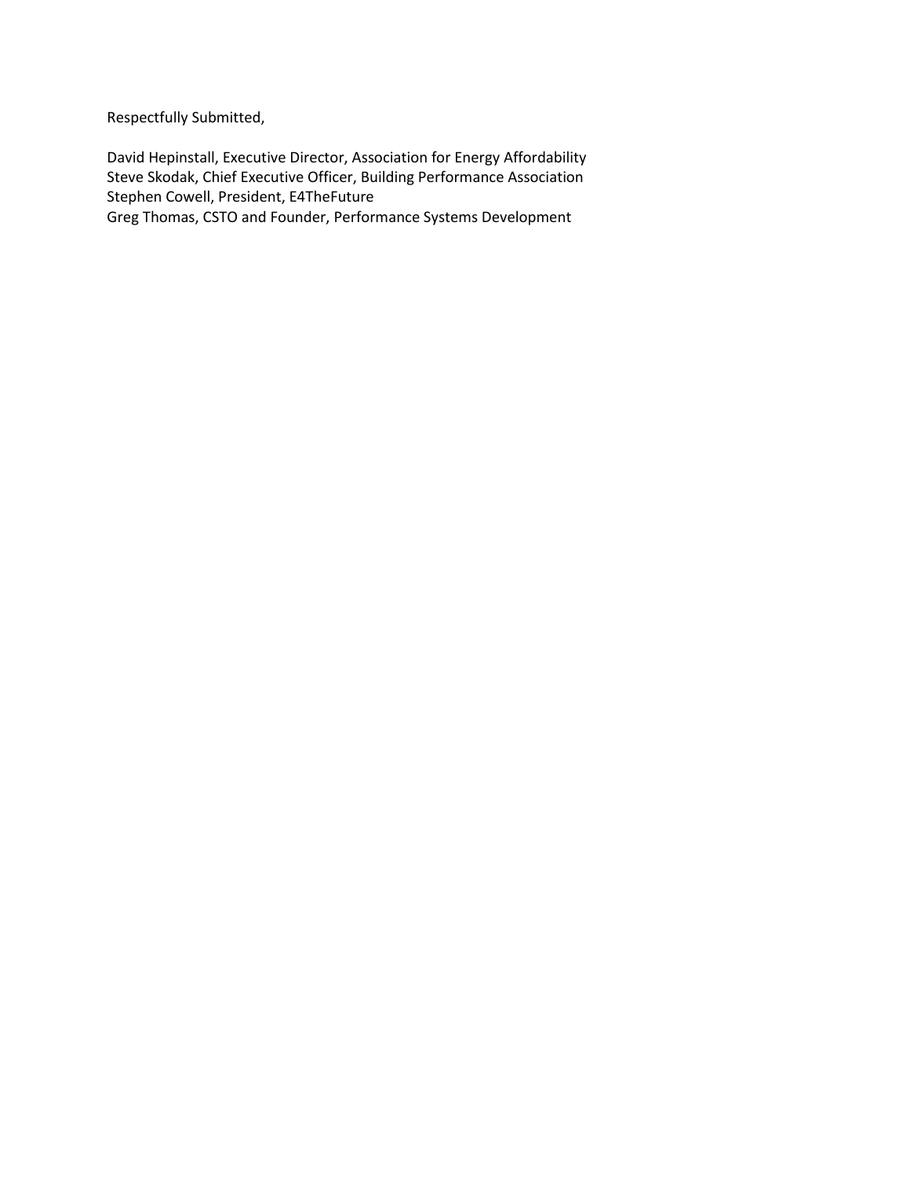Respectfully Submitted,

David Hepinstall, Executive Director, Association for Energy Affordability
Steve Skodak, Chief Executive Officer, Building Performance Association
Stephen Cowell, President, E4TheFuture
Greg Thomas, CSTO and Founder, Performance Systems Development